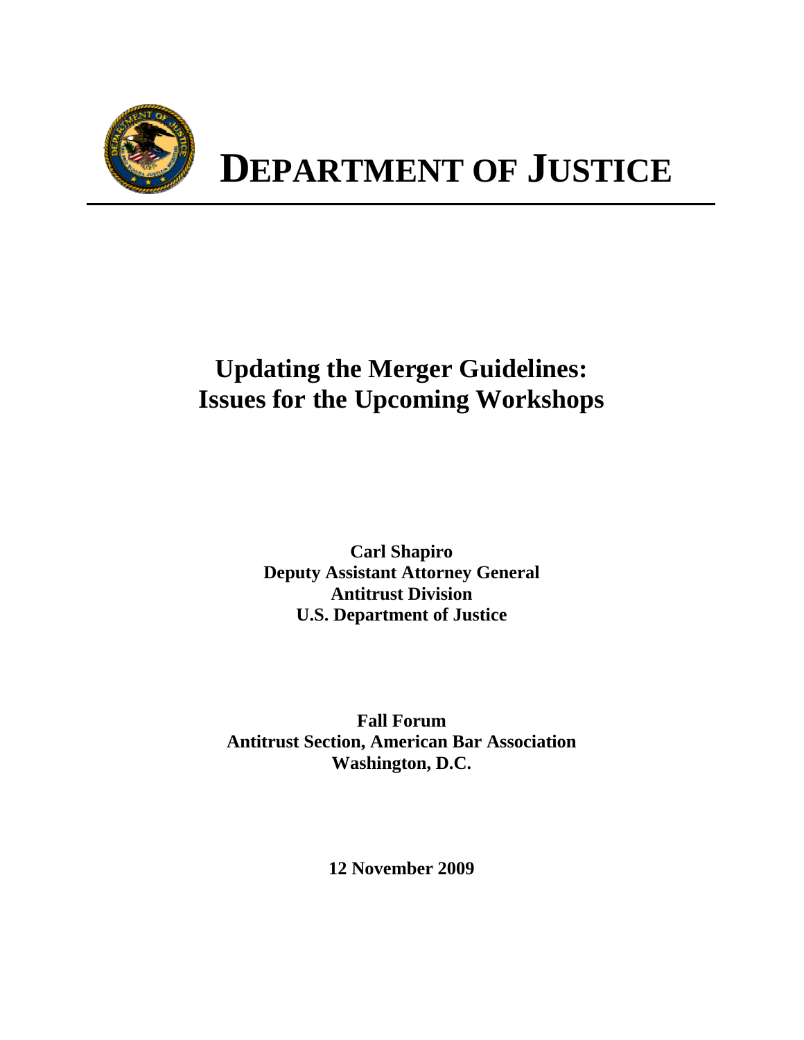# DEPARTMENT OF JUSTICE

## Updating the Merger Guidelines: Issues for the Upcoming Workshops

**Carl Shapiro**
**Deputy Assistant Attorney General**
**Antitrust Division**
**U.S. Department of Justice**

**Fall Forum**
**Antitrust Section, American Bar Association**
**Washington, D.C.**

**12 November 2009**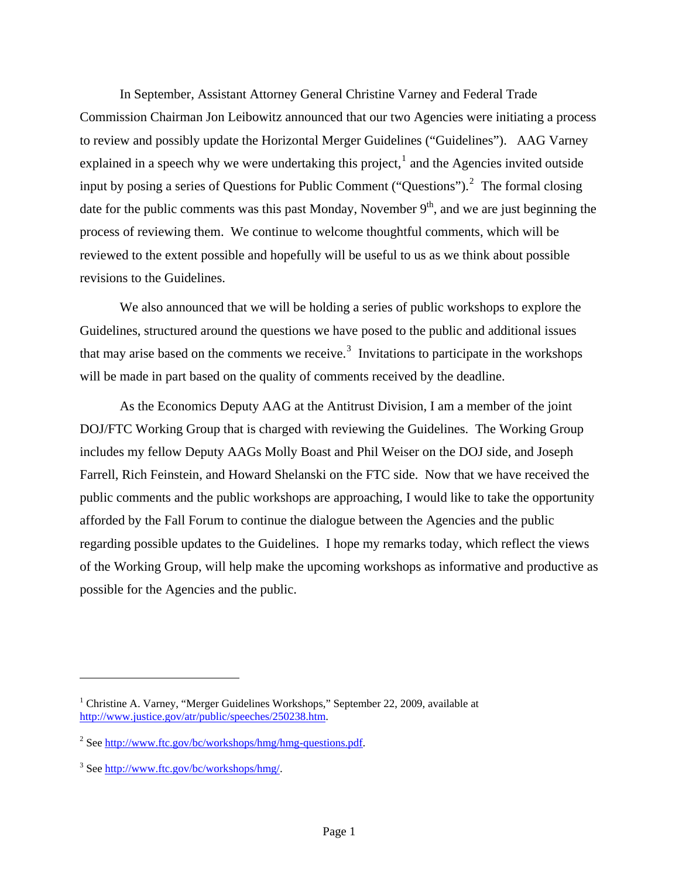In September, Assistant Attorney General Christine Varney and Federal Trade Commission Chairman Jon Leibowitz announced that our two Agencies were initiating a process to review and possibly update the Horizontal Merger Guidelines ("Guidelines"). AAG Varney explained in a speech why we were undertaking this project,[1] and the Agencies invited outside input by posing a series of Questions for Public Comment ("Questions").[2] The formal closing date for the public comments was this past Monday, November 9th, and we are just beginning the process of reviewing them. We continue to welcome thoughtful comments, which will be reviewed to the extent possible and hopefully will be useful to us as we think about possible revisions to the Guidelines.

We also announced that we will be holding a series of public workshops to explore the Guidelines, structured around the questions we have posed to the public and additional issues that may arise based on the comments we receive.[3] Invitations to participate in the workshops will be made in part based on the quality of comments received by the deadline.

As the Economics Deputy AAG at the Antitrust Division, I am a member of the joint DOJ/FTC Working Group that is charged with reviewing the Guidelines. The Working Group includes my fellow Deputy AAGs Molly Boast and Phil Weiser on the DOJ side, and Joseph Farrell, Rich Feinstein, and Howard Shelanski on the FTC side. Now that we have received the public comments and the public workshops are approaching, I would like to take the opportunity afforded by the Fall Forum to continue the dialogue between the Agencies and the public regarding possible updates to the Guidelines. I hope my remarks today, which reflect the views of the Working Group, will help make the upcoming workshops as informative and productive as possible for the Agencies and the public.

---

[1] Christine A. Varney, "Merger Guidelines Workshops," September 22, 2009, available at http://www.justice.gov/atr/public/speeches/250238.htm.

[2] See http://www.ftc.gov/bc/workshops/hmg/hmg-questions.pdf.

[3] See http://www.ftc.gov/bc/workshops/hmg/.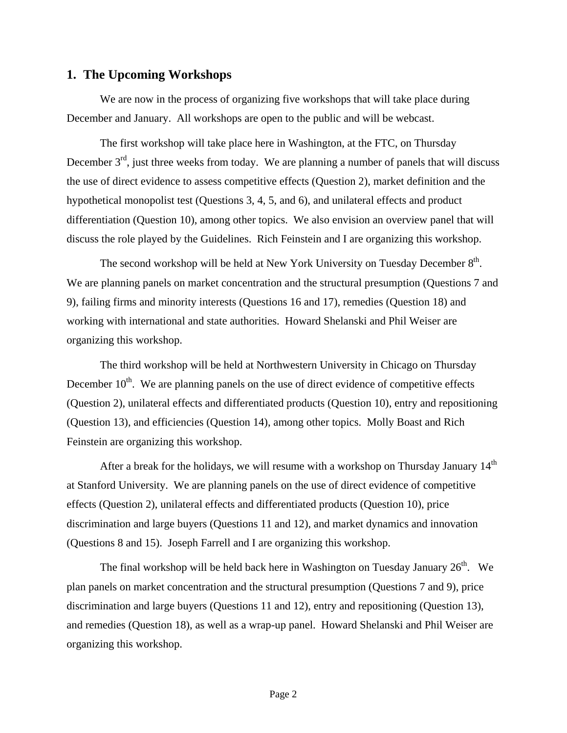## 1. The Upcoming Workshops

We are now in the process of organizing five workshops that will take place during December and January. All workshops are open to the public and will be webcast.

The first workshop will take place here in Washington, at the FTC, on Thursday December 3rd, just three weeks from today. We are planning a number of panels that will discuss the use of direct evidence to assess competitive effects (Question 2), market definition and the hypothetical monopolist test (Questions 3, 4, 5, and 6), and unilateral effects and product differentiation (Question 10), among other topics. We also envision an overview panel that will discuss the role played by the Guidelines. Rich Feinstein and I are organizing this workshop.

The second workshop will be held at New York University on Tuesday December 8th. We are planning panels on market concentration and the structural presumption (Questions 7 and 9), failing firms and minority interests (Questions 16 and 17), remedies (Question 18) and working with international and state authorities. Howard Shelanski and Phil Weiser are organizing this workshop.

The third workshop will be held at Northwestern University in Chicago on Thursday December 10th. We are planning panels on the use of direct evidence of competitive effects (Question 2), unilateral effects and differentiated products (Question 10), entry and repositioning (Question 13), and efficiencies (Question 14), among other topics. Molly Boast and Rich Feinstein are organizing this workshop.

After a break for the holidays, we will resume with a workshop on Thursday January 14th at Stanford University. We are planning panels on the use of direct evidence of competitive effects (Question 2), unilateral effects and differentiated products (Question 10), price discrimination and large buyers (Questions 11 and 12), and market dynamics and innovation (Questions 8 and 15). Joseph Farrell and I are organizing this workshop.

The final workshop will be held back here in Washington on Tuesday January 26th. We plan panels on market concentration and the structural presumption (Questions 7 and 9), price discrimination and large buyers (Questions 11 and 12), entry and repositioning (Question 13), and remedies (Question 18), as well as a wrap-up panel. Howard Shelanski and Phil Weiser are organizing this workshop.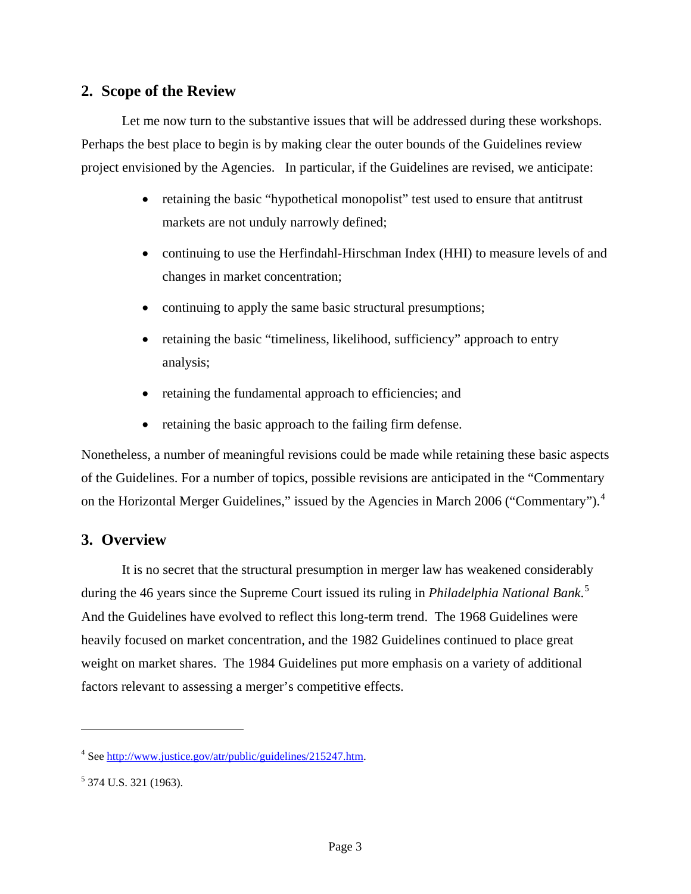## 2. Scope of the Review

Let me now turn to the substantive issues that will be addressed during these workshops. Perhaps the best place to begin is by making clear the outer bounds of the Guidelines review project envisioned by the Agencies. In particular, if the Guidelines are revised, we anticipate:

- retaining the basic "hypothetical monopolist" test used to ensure that antitrust markets are not unduly narrowly defined;
- continuing to use the Herfindahl-Hirschman Index (HHI) to measure levels of and changes in market concentration;
- continuing to apply the same basic structural presumptions;
- retaining the basic "timeliness, likelihood, sufficiency" approach to entry analysis;
- retaining the fundamental approach to efficiencies; and
- retaining the basic approach to the failing firm defense.

Nonetheless, a number of meaningful revisions could be made while retaining these basic aspects of the Guidelines. For a number of topics, possible revisions are anticipated in the "Commentary on the Horizontal Merger Guidelines," issued by the Agencies in March 2006 ("Commentary").[4]

## 3. Overview

It is no secret that the structural presumption in merger law has weakened considerably during the 46 years since the Supreme Court issued its ruling in *Philadelphia National Bank*.[5] And the Guidelines have evolved to reflect this long-term trend. The 1968 Guidelines were heavily focused on market concentration, and the 1982 Guidelines continued to place great weight on market shares. The 1984 Guidelines put more emphasis on a variety of additional factors relevant to assessing a merger's competitive effects.

---

[4] See http://www.justice.gov/atr/public/guidelines/215247.htm.

[5] 374 U.S. 321 (1963).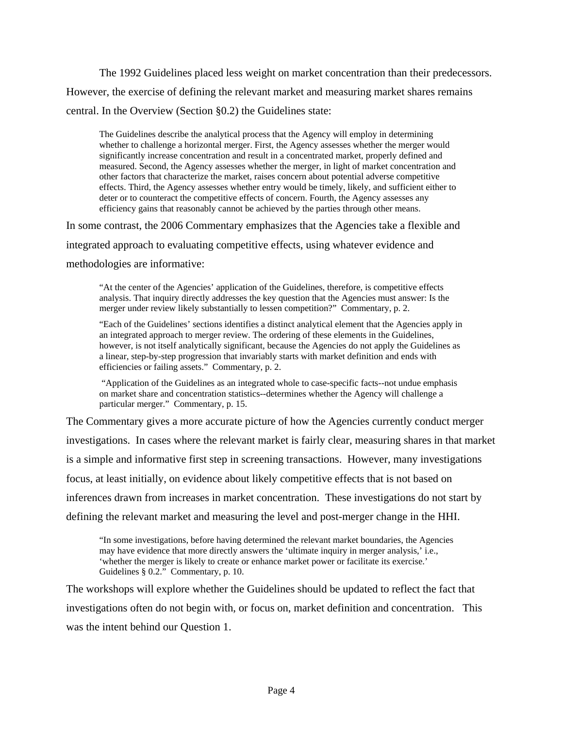The 1992 Guidelines placed less weight on market concentration than their predecessors. However, the exercise of defining the relevant market and measuring market shares remains central. In the Overview (Section §0.2) the Guidelines state:

> The Guidelines describe the analytical process that the Agency will employ in determining whether to challenge a horizontal merger. First, the Agency assesses whether the merger would significantly increase concentration and result in a concentrated market, properly defined and measured. Second, the Agency assesses whether the merger, in light of market concentration and other factors that characterize the market, raises concern about potential adverse competitive effects. Third, the Agency assesses whether entry would be timely, likely, and sufficient either to deter or to counteract the competitive effects of concern. Fourth, the Agency assesses any efficiency gains that reasonably cannot be achieved by the parties through other means.

In some contrast, the 2006 Commentary emphasizes that the Agencies take a flexible and integrated approach to evaluating competitive effects, using whatever evidence and methodologies are informative:

> "At the center of the Agencies' application of the Guidelines, therefore, is competitive effects analysis. That inquiry directly addresses the key question that the Agencies must answer: Is the merger under review likely substantially to lessen competition?" Commentary, p. 2.
>
> "Each of the Guidelines' sections identifies a distinct analytical element that the Agencies apply in an integrated approach to merger review. The ordering of these elements in the Guidelines, however, is not itself analytically significant, because the Agencies do not apply the Guidelines as a linear, step-by-step progression that invariably starts with market definition and ends with efficiencies or failing assets." Commentary, p. 2.
>
> "Application of the Guidelines as an integrated whole to case-specific facts--not undue emphasis on market share and concentration statistics--determines whether the Agency will challenge a particular merger." Commentary, p. 15.

The Commentary gives a more accurate picture of how the Agencies currently conduct merger investigations. In cases where the relevant market is fairly clear, measuring shares in that market is a simple and informative first step in screening transactions. However, many investigations focus, at least initially, on evidence about likely competitive effects that is not based on inferences drawn from increases in market concentration. These investigations do not start by defining the relevant market and measuring the level and post-merger change in the HHI.

> "In some investigations, before having determined the relevant market boundaries, the Agencies may have evidence that more directly answers the 'ultimate inquiry in merger analysis,' i.e., 'whether the merger is likely to create or enhance market power or facilitate its exercise.' Guidelines § 0.2." Commentary, p. 10.

The workshops will explore whether the Guidelines should be updated to reflect the fact that investigations often do not begin with, or focus on, market definition and concentration. This was the intent behind our Question 1.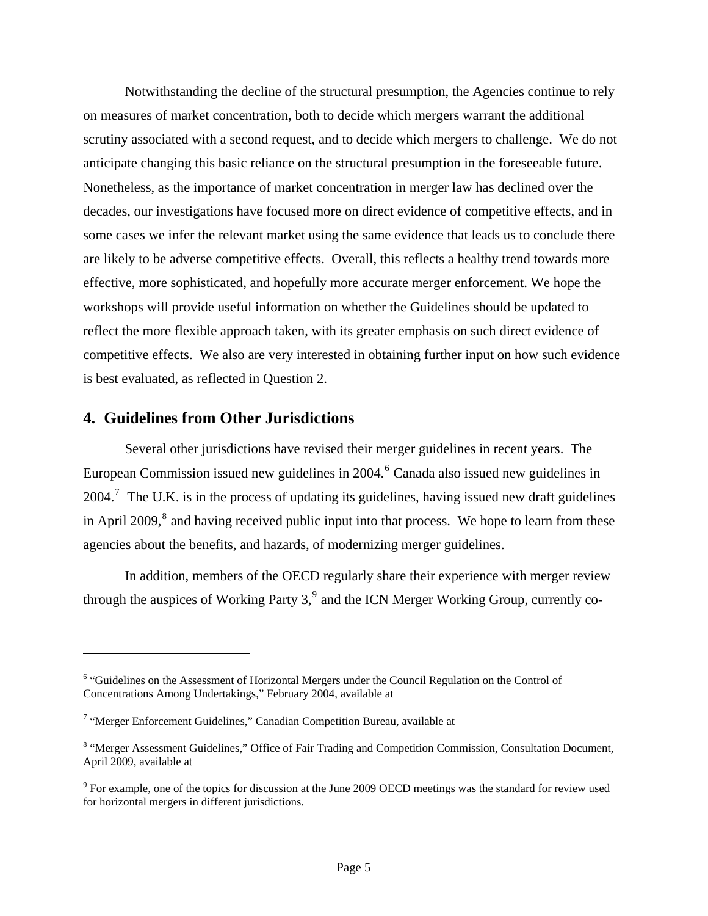Notwithstanding the decline of the structural presumption, the Agencies continue to rely on measures of market concentration, both to decide which mergers warrant the additional scrutiny associated with a second request, and to decide which mergers to challenge. We do not anticipate changing this basic reliance on the structural presumption in the foreseeable future. Nonetheless, as the importance of market concentration in merger law has declined over the decades, our investigations have focused more on direct evidence of competitive effects, and in some cases we infer the relevant market using the same evidence that leads us to conclude there are likely to be adverse competitive effects. Overall, this reflects a healthy trend towards more effective, more sophisticated, and hopefully more accurate merger enforcement. We hope the workshops will provide useful information on whether the Guidelines should be updated to reflect the more flexible approach taken, with its greater emphasis on such direct evidence of competitive effects. We also are very interested in obtaining further input on how such evidence is best evaluated, as reflected in Question 2.

## 4. Guidelines from Other Jurisdictions

Several other jurisdictions have revised their merger guidelines in recent years. The European Commission issued new guidelines in 2004.[6] Canada also issued new guidelines in 2004.[7] The U.K. is in the process of updating its guidelines, having issued new draft guidelines in April 2009,[8] and having received public input into that process. We hope to learn from these agencies about the benefits, and hazards, of modernizing merger guidelines.

In addition, members of the OECD regularly share their experience with merger review through the auspices of Working Party 3,[9] and the ICN Merger Working Group, currently co-

---

[6] "Guidelines on the Assessment of Horizontal Mergers under the Council Regulation on the Control of Concentrations Among Undertakings," February 2004, available at

[7] "Merger Enforcement Guidelines," Canadian Competition Bureau, available at

[8] "Merger Assessment Guidelines," Office of Fair Trading and Competition Commission, Consultation Document, April 2009, available at

[9] For example, one of the topics for discussion at the June 2009 OECD meetings was the standard for review used for horizontal mergers in different jurisdictions.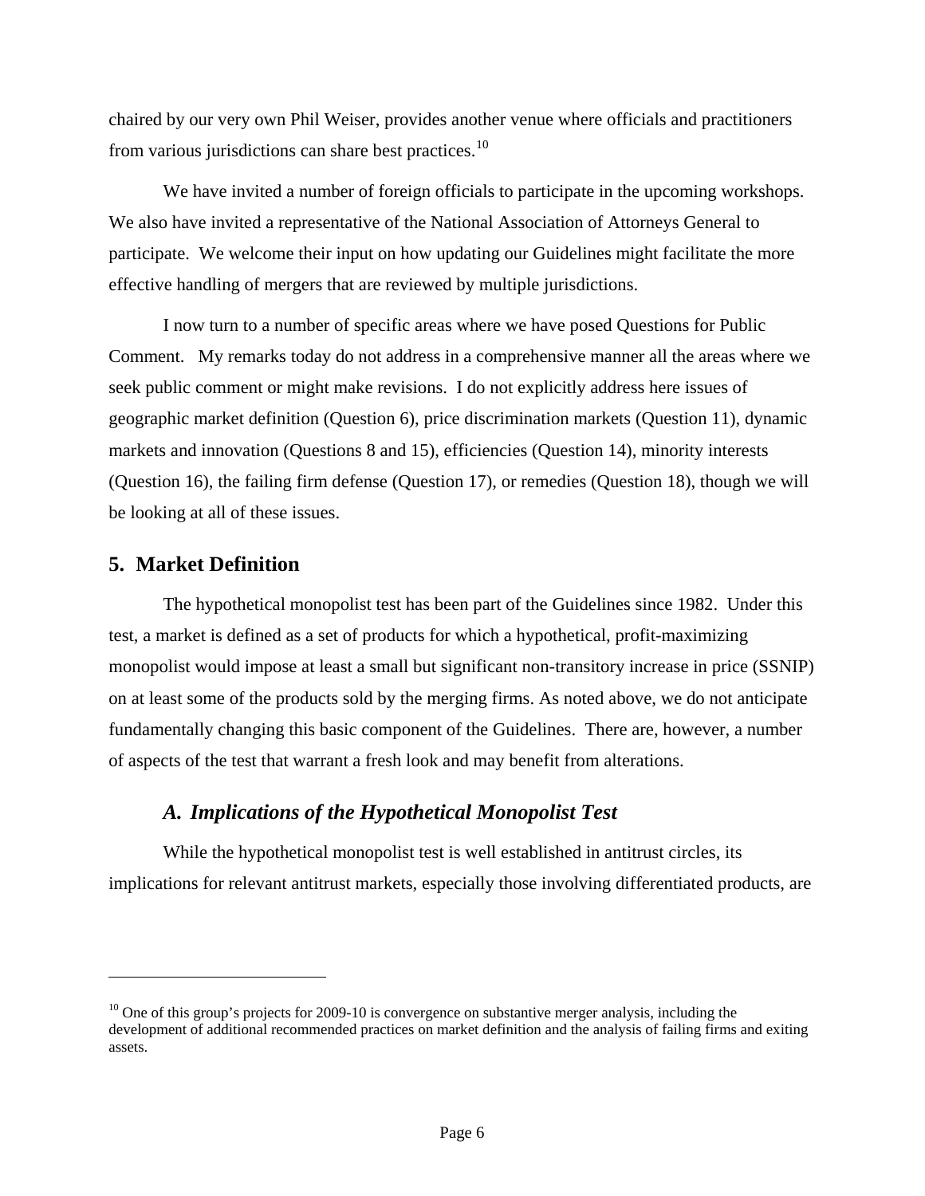chaired by our very own Phil Weiser, provides another venue where officials and practitioners from various jurisdictions can share best practices.[10]

We have invited a number of foreign officials to participate in the upcoming workshops. We also have invited a representative of the National Association of Attorneys General to participate. We welcome their input on how updating our Guidelines might facilitate the more effective handling of mergers that are reviewed by multiple jurisdictions.

I now turn to a number of specific areas where we have posed Questions for Public Comment. My remarks today do not address in a comprehensive manner all the areas where we seek public comment or might make revisions. I do not explicitly address here issues of geographic market definition (Question 6), price discrimination markets (Question 11), dynamic markets and innovation (Questions 8 and 15), efficiencies (Question 14), minority interests (Question 16), the failing firm defense (Question 17), or remedies (Question 18), though we will be looking at all of these issues.

## 5. Market Definition

The hypothetical monopolist test has been part of the Guidelines since 1982. Under this test, a market is defined as a set of products for which a hypothetical, profit-maximizing monopolist would impose at least a small but significant non-transitory increase in price (SSNIP) on at least some of the products sold by the merging firms. As noted above, we do not anticipate fundamentally changing this basic component of the Guidelines. There are, however, a number of aspects of the test that warrant a fresh look and may benefit from alterations.

### *A. Implications of the Hypothetical Monopolist Test*

While the hypothetical monopolist test is well established in antitrust circles, its implications for relevant antitrust markets, especially those involving differentiated products, are

---

[10] One of this group's projects for 2009-10 is convergence on substantive merger analysis, including the development of additional recommended practices on market definition and the analysis of failing firms and exiting assets.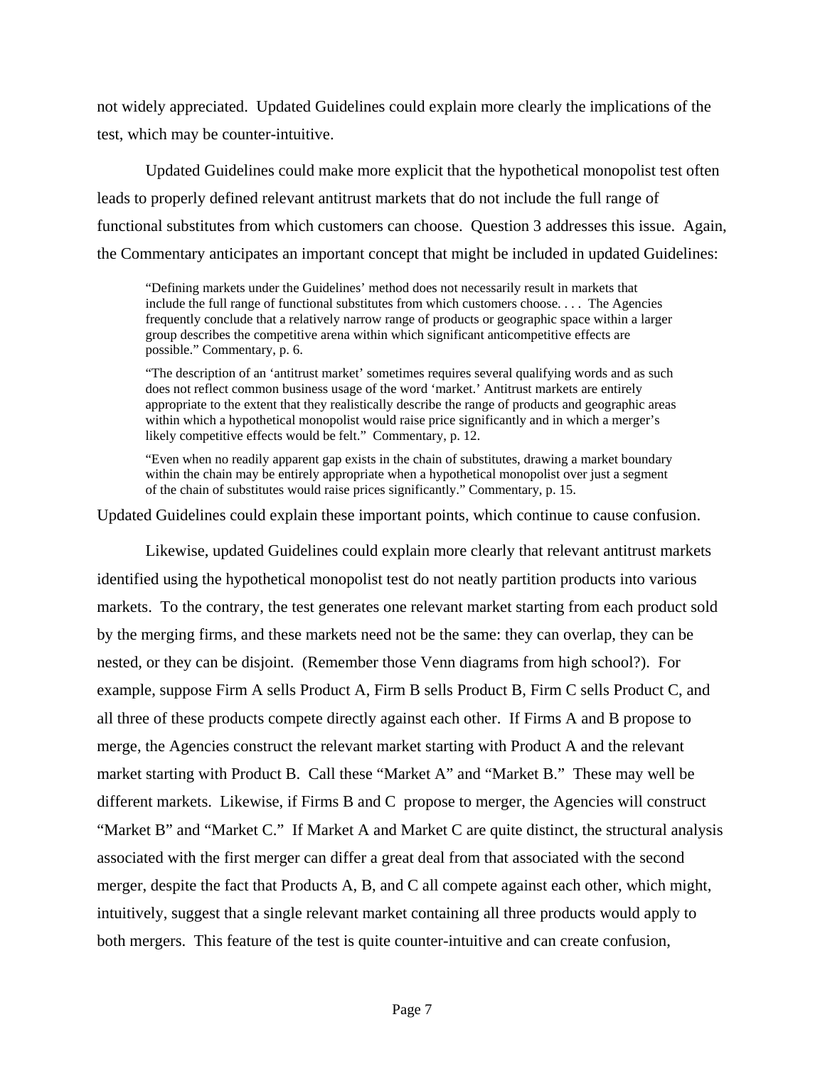not widely appreciated. Updated Guidelines could explain more clearly the implications of the test, which may be counter-intuitive.

Updated Guidelines could make more explicit that the hypothetical monopolist test often leads to properly defined relevant antitrust markets that do not include the full range of functional substitutes from which customers can choose. Question 3 addresses this issue. Again, the Commentary anticipates an important concept that might be included in updated Guidelines:

> "Defining markets under the Guidelines' method does not necessarily result in markets that include the full range of functional substitutes from which customers choose. . . . The Agencies frequently conclude that a relatively narrow range of products or geographic space within a larger group describes the competitive arena within which significant anticompetitive effects are possible." Commentary, p. 6.
>
> "The description of an 'antitrust market' sometimes requires several qualifying words and as such does not reflect common business usage of the word 'market.' Antitrust markets are entirely appropriate to the extent that they realistically describe the range of products and geographic areas within which a hypothetical monopolist would raise price significantly and in which a merger's likely competitive effects would be felt." Commentary, p. 12.
>
> "Even when no readily apparent gap exists in the chain of substitutes, drawing a market boundary within the chain may be entirely appropriate when a hypothetical monopolist over just a segment of the chain of substitutes would raise prices significantly." Commentary, p. 15.

Updated Guidelines could explain these important points, which continue to cause confusion.

Likewise, updated Guidelines could explain more clearly that relevant antitrust markets identified using the hypothetical monopolist test do not neatly partition products into various markets. To the contrary, the test generates one relevant market starting from each product sold by the merging firms, and these markets need not be the same: they can overlap, they can be nested, or they can be disjoint. (Remember those Venn diagrams from high school?). For example, suppose Firm A sells Product A, Firm B sells Product B, Firm C sells Product C, and all three of these products compete directly against each other. If Firms A and B propose to merge, the Agencies construct the relevant market starting with Product A and the relevant market starting with Product B. Call these "Market A" and "Market B." These may well be different markets. Likewise, if Firms B and C propose to merger, the Agencies will construct "Market B" and "Market C." If Market A and Market C are quite distinct, the structural analysis associated with the first merger can differ a great deal from that associated with the second merger, despite the fact that Products A, B, and C all compete against each other, which might, intuitively, suggest that a single relevant market containing all three products would apply to both mergers. This feature of the test is quite counter-intuitive and can create confusion,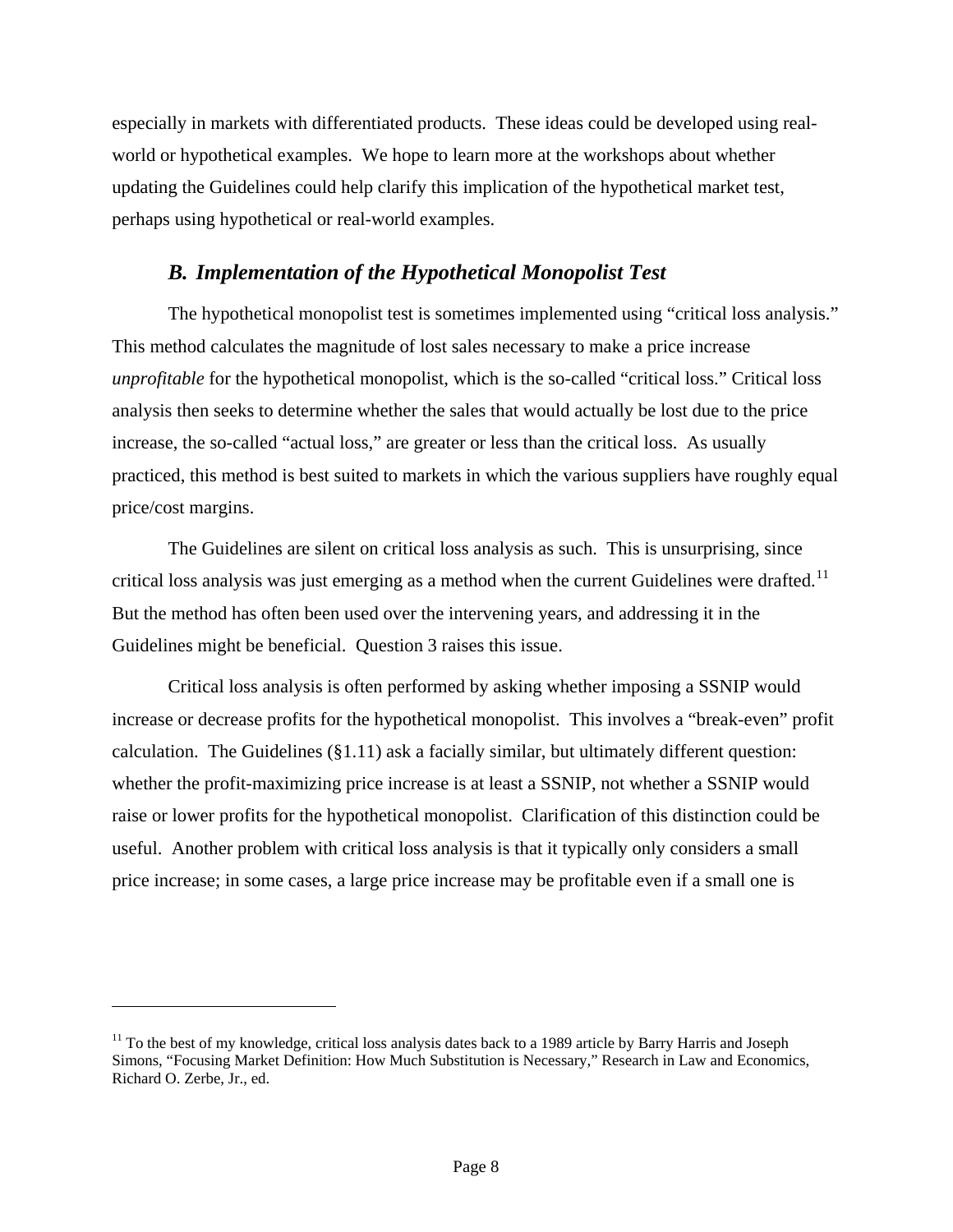especially in markets with differentiated products. These ideas could be developed using real-world or hypothetical examples. We hope to learn more at the workshops about whether updating the Guidelines could help clarify this implication of the hypothetical market test, perhaps using hypothetical or real-world examples.

### *B. Implementation of the Hypothetical Monopolist Test*

The hypothetical monopolist test is sometimes implemented using "critical loss analysis." This method calculates the magnitude of lost sales necessary to make a price increase *unprofitable* for the hypothetical monopolist, which is the so-called "critical loss." Critical loss analysis then seeks to determine whether the sales that would actually be lost due to the price increase, the so-called "actual loss," are greater or less than the critical loss. As usually practiced, this method is best suited to markets in which the various suppliers have roughly equal price/cost margins.

The Guidelines are silent on critical loss analysis as such. This is unsurprising, since critical loss analysis was just emerging as a method when the current Guidelines were drafted.[11] But the method has often been used over the intervening years, and addressing it in the Guidelines might be beneficial. Question 3 raises this issue.

Critical loss analysis is often performed by asking whether imposing a SSNIP would increase or decrease profits for the hypothetical monopolist. This involves a "break-even" profit calculation. The Guidelines (§1.11) ask a facially similar, but ultimately different question: whether the profit-maximizing price increase is at least a SSNIP, not whether a SSNIP would raise or lower profits for the hypothetical monopolist. Clarification of this distinction could be useful. Another problem with critical loss analysis is that it typically only considers a small price increase; in some cases, a large price increase may be profitable even if a small one is

---

[11] To the best of my knowledge, critical loss analysis dates back to a 1989 article by Barry Harris and Joseph Simons, "Focusing Market Definition: How Much Substitution is Necessary," Research in Law and Economics, Richard O. Zerbe, Jr., ed.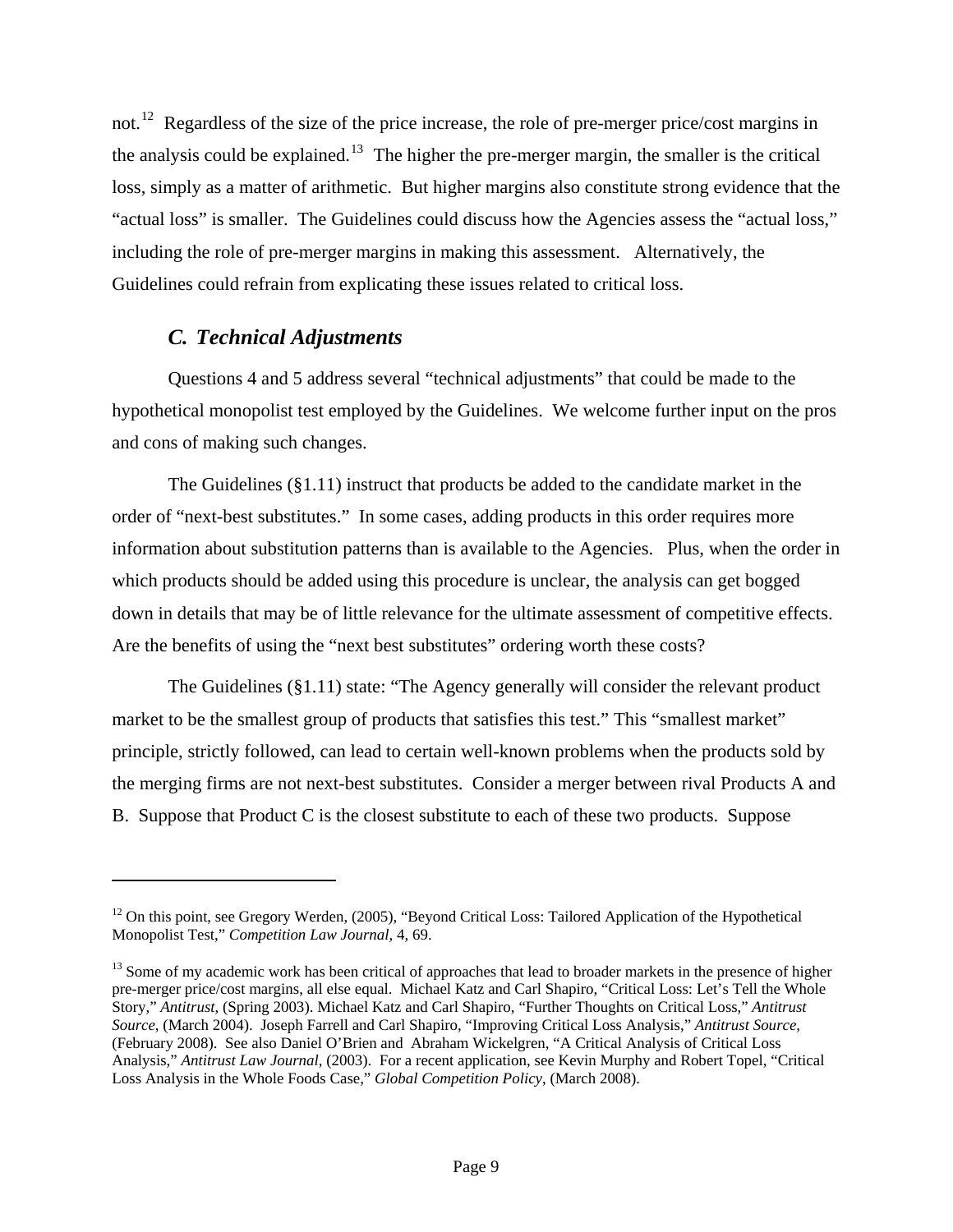not.[12] Regardless of the size of the price increase, the role of pre-merger price/cost margins in the analysis could be explained.[13] The higher the pre-merger margin, the smaller is the critical loss, simply as a matter of arithmetic. But higher margins also constitute strong evidence that the "actual loss" is smaller. The Guidelines could discuss how the Agencies assess the "actual loss," including the role of pre-merger margins in making this assessment. Alternatively, the Guidelines could refrain from explicating these issues related to critical loss.

### *C. Technical Adjustments*

Questions 4 and 5 address several "technical adjustments" that could be made to the hypothetical monopolist test employed by the Guidelines. We welcome further input on the pros and cons of making such changes.

The Guidelines (§1.11) instruct that products be added to the candidate market in the order of "next-best substitutes." In some cases, adding products in this order requires more information about substitution patterns than is available to the Agencies. Plus, when the order in which products should be added using this procedure is unclear, the analysis can get bogged down in details that may be of little relevance for the ultimate assessment of competitive effects. Are the benefits of using the "next best substitutes" ordering worth these costs?

The Guidelines (§1.11) state: "The Agency generally will consider the relevant product market to be the smallest group of products that satisfies this test." This "smallest market" principle, strictly followed, can lead to certain well-known problems when the products sold by the merging firms are not next-best substitutes. Consider a merger between rival Products A and B. Suppose that Product C is the closest substitute to each of these two products. Suppose

---

[12] On this point, see Gregory Werden, (2005), "Beyond Critical Loss: Tailored Application of the Hypothetical Monopolist Test," *Competition Law Journal*, 4, 69.

[13] Some of my academic work has been critical of approaches that lead to broader markets in the presence of higher pre-merger price/cost margins, all else equal. Michael Katz and Carl Shapiro, "Critical Loss: Let's Tell the Whole Story," *Antitrust*, (Spring 2003). Michael Katz and Carl Shapiro, "Further Thoughts on Critical Loss," *Antitrust Source*, (March 2004). Joseph Farrell and Carl Shapiro, "Improving Critical Loss Analysis," *Antitrust Source*, (February 2008). See also Daniel O'Brien and Abraham Wickelgren, "A Critical Analysis of Critical Loss Analysis," *Antitrust Law Journal*, (2003). For a recent application, see Kevin Murphy and Robert Topel, "Critical Loss Analysis in the Whole Foods Case," *Global Competition Policy*, (March 2008).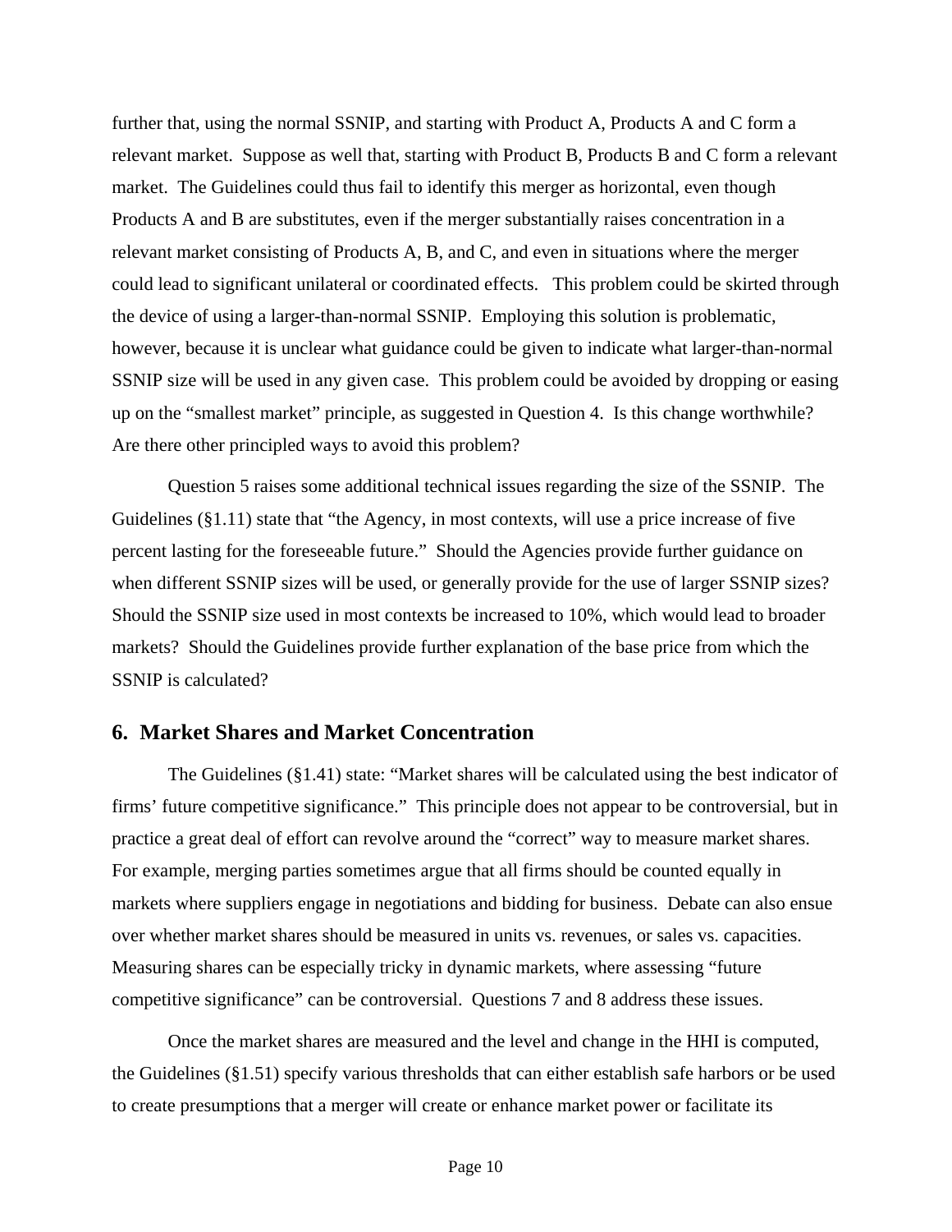further that, using the normal SSNIP, and starting with Product A, Products A and C form a relevant market. Suppose as well that, starting with Product B, Products B and C form a relevant market. The Guidelines could thus fail to identify this merger as horizontal, even though Products A and B are substitutes, even if the merger substantially raises concentration in a relevant market consisting of Products A, B, and C, and even in situations where the merger could lead to significant unilateral or coordinated effects. This problem could be skirted through the device of using a larger-than-normal SSNIP. Employing this solution is problematic, however, because it is unclear what guidance could be given to indicate what larger-than-normal SSNIP size will be used in any given case. This problem could be avoided by dropping or easing up on the "smallest market" principle, as suggested in Question 4. Is this change worthwhile? Are there other principled ways to avoid this problem?

Question 5 raises some additional technical issues regarding the size of the SSNIP. The Guidelines (§1.11) state that "the Agency, in most contexts, will use a price increase of five percent lasting for the foreseeable future." Should the Agencies provide further guidance on when different SSNIP sizes will be used, or generally provide for the use of larger SSNIP sizes? Should the SSNIP size used in most contexts be increased to 10%, which would lead to broader markets? Should the Guidelines provide further explanation of the base price from which the SSNIP is calculated?

## 6. Market Shares and Market Concentration

The Guidelines (§1.41) state: "Market shares will be calculated using the best indicator of firms' future competitive significance." This principle does not appear to be controversial, but in practice a great deal of effort can revolve around the "correct" way to measure market shares. For example, merging parties sometimes argue that all firms should be counted equally in markets where suppliers engage in negotiations and bidding for business. Debate can also ensue over whether market shares should be measured in units vs. revenues, or sales vs. capacities. Measuring shares can be especially tricky in dynamic markets, where assessing "future competitive significance" can be controversial. Questions 7 and 8 address these issues.

Once the market shares are measured and the level and change in the HHI is computed, the Guidelines (§1.51) specify various thresholds that can either establish safe harbors or be used to create presumptions that a merger will create or enhance market power or facilitate its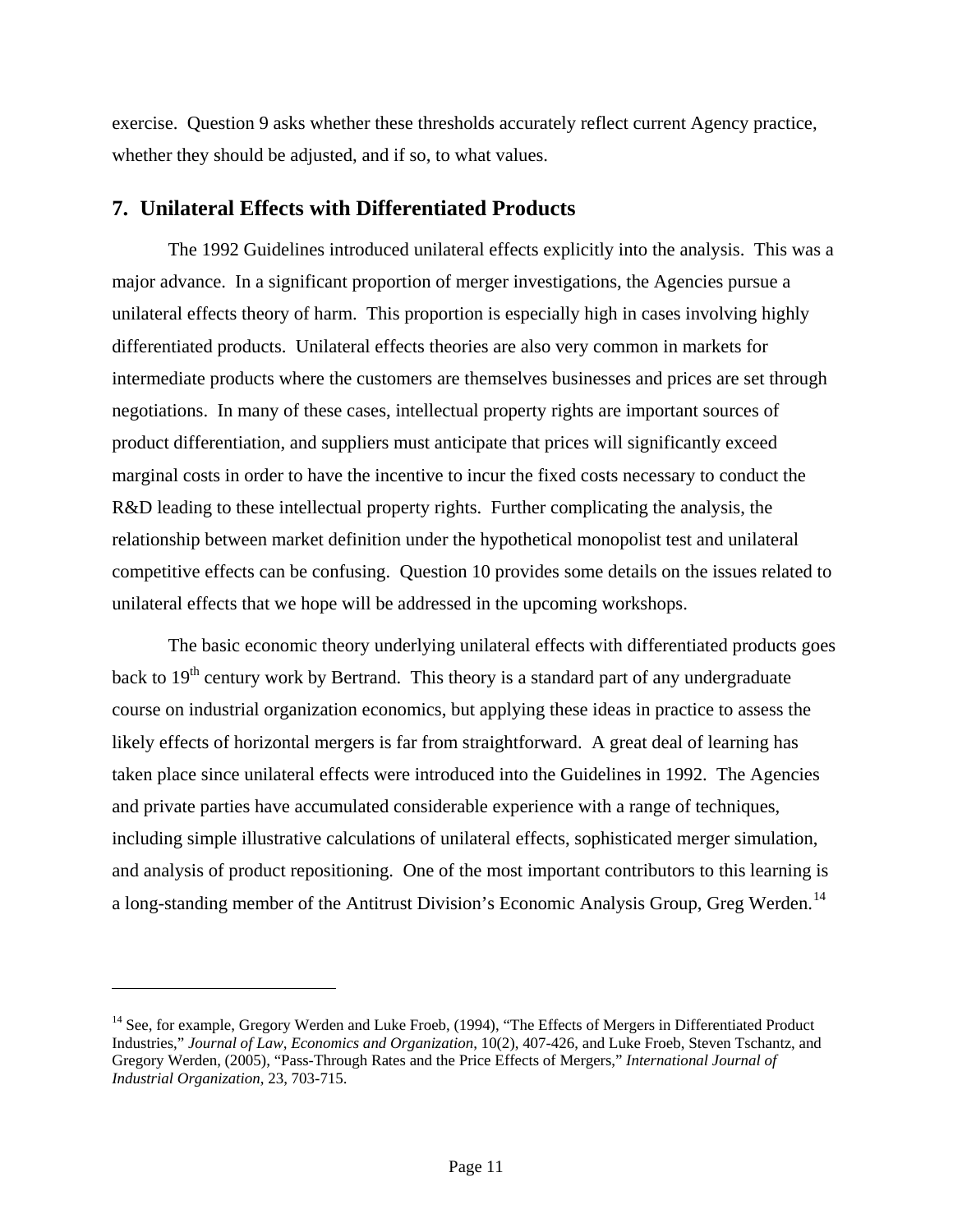exercise. Question 9 asks whether these thresholds accurately reflect current Agency practice, whether they should be adjusted, and if so, to what values.

## 7. Unilateral Effects with Differentiated Products

The 1992 Guidelines introduced unilateral effects explicitly into the analysis. This was a major advance. In a significant proportion of merger investigations, the Agencies pursue a unilateral effects theory of harm. This proportion is especially high in cases involving highly differentiated products. Unilateral effects theories are also very common in markets for intermediate products where the customers are themselves businesses and prices are set through negotiations. In many of these cases, intellectual property rights are important sources of product differentiation, and suppliers must anticipate that prices will significantly exceed marginal costs in order to have the incentive to incur the fixed costs necessary to conduct the R&D leading to these intellectual property rights. Further complicating the analysis, the relationship between market definition under the hypothetical monopolist test and unilateral competitive effects can be confusing. Question 10 provides some details on the issues related to unilateral effects that we hope will be addressed in the upcoming workshops.

The basic economic theory underlying unilateral effects with differentiated products goes back to 19th century work by Bertrand. This theory is a standard part of any undergraduate course on industrial organization economics, but applying these ideas in practice to assess the likely effects of horizontal mergers is far from straightforward. A great deal of learning has taken place since unilateral effects were introduced into the Guidelines in 1992. The Agencies and private parties have accumulated considerable experience with a range of techniques, including simple illustrative calculations of unilateral effects, sophisticated merger simulation, and analysis of product repositioning. One of the most important contributors to this learning is a long-standing member of the Antitrust Division's Economic Analysis Group, Greg Werden.[14]

---

[14] See, for example, Gregory Werden and Luke Froeb, (1994), "The Effects of Mergers in Differentiated Product Industries," *Journal of Law, Economics and Organization*, 10(2), 407-426, and Luke Froeb, Steven Tschantz, and Gregory Werden, (2005), "Pass-Through Rates and the Price Effects of Mergers," *International Journal of Industrial Organization*, 23, 703-715.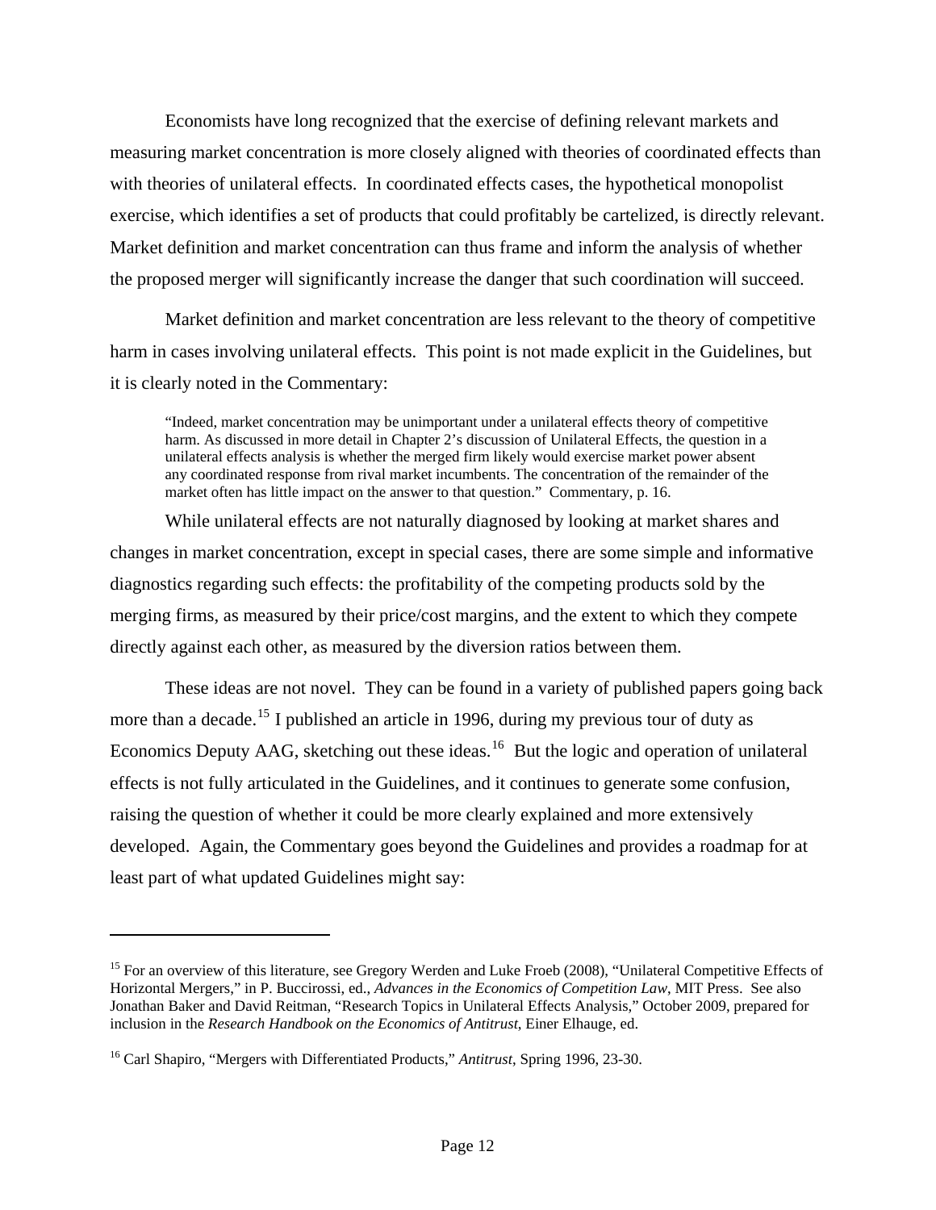Economists have long recognized that the exercise of defining relevant markets and measuring market concentration is more closely aligned with theories of coordinated effects than with theories of unilateral effects. In coordinated effects cases, the hypothetical monopolist exercise, which identifies a set of products that could profitably be cartelized, is directly relevant. Market definition and market concentration can thus frame and inform the analysis of whether the proposed merger will significantly increase the danger that such coordination will succeed.

Market definition and market concentration are less relevant to the theory of competitive harm in cases involving unilateral effects. This point is not made explicit in the Guidelines, but it is clearly noted in the Commentary:

> "Indeed, market concentration may be unimportant under a unilateral effects theory of competitive harm. As discussed in more detail in Chapter 2's discussion of Unilateral Effects, the question in a unilateral effects analysis is whether the merged firm likely would exercise market power absent any coordinated response from rival market incumbents. The concentration of the remainder of the market often has little impact on the answer to that question." Commentary, p. 16.

While unilateral effects are not naturally diagnosed by looking at market shares and changes in market concentration, except in special cases, there are some simple and informative diagnostics regarding such effects: the profitability of the competing products sold by the merging firms, as measured by their price/cost margins, and the extent to which they compete directly against each other, as measured by the diversion ratios between them.

These ideas are not novel. They can be found in a variety of published papers going back more than a decade.[15] I published an article in 1996, during my previous tour of duty as Economics Deputy AAG, sketching out these ideas.[16] But the logic and operation of unilateral effects is not fully articulated in the Guidelines, and it continues to generate some confusion, raising the question of whether it could be more clearly explained and more extensively developed. Again, the Commentary goes beyond the Guidelines and provides a roadmap for at least part of what updated Guidelines might say:

---

[15] For an overview of this literature, see Gregory Werden and Luke Froeb (2008), "Unilateral Competitive Effects of Horizontal Mergers," in P. Buccirossi, ed., *Advances in the Economics of Competition Law*, MIT Press. See also Jonathan Baker and David Reitman, "Research Topics in Unilateral Effects Analysis," October 2009, prepared for inclusion in the *Research Handbook on the Economics of Antitrust*, Einer Elhauge, ed.

[16] Carl Shapiro, "Mergers with Differentiated Products," *Antitrust*, Spring 1996, 23-30.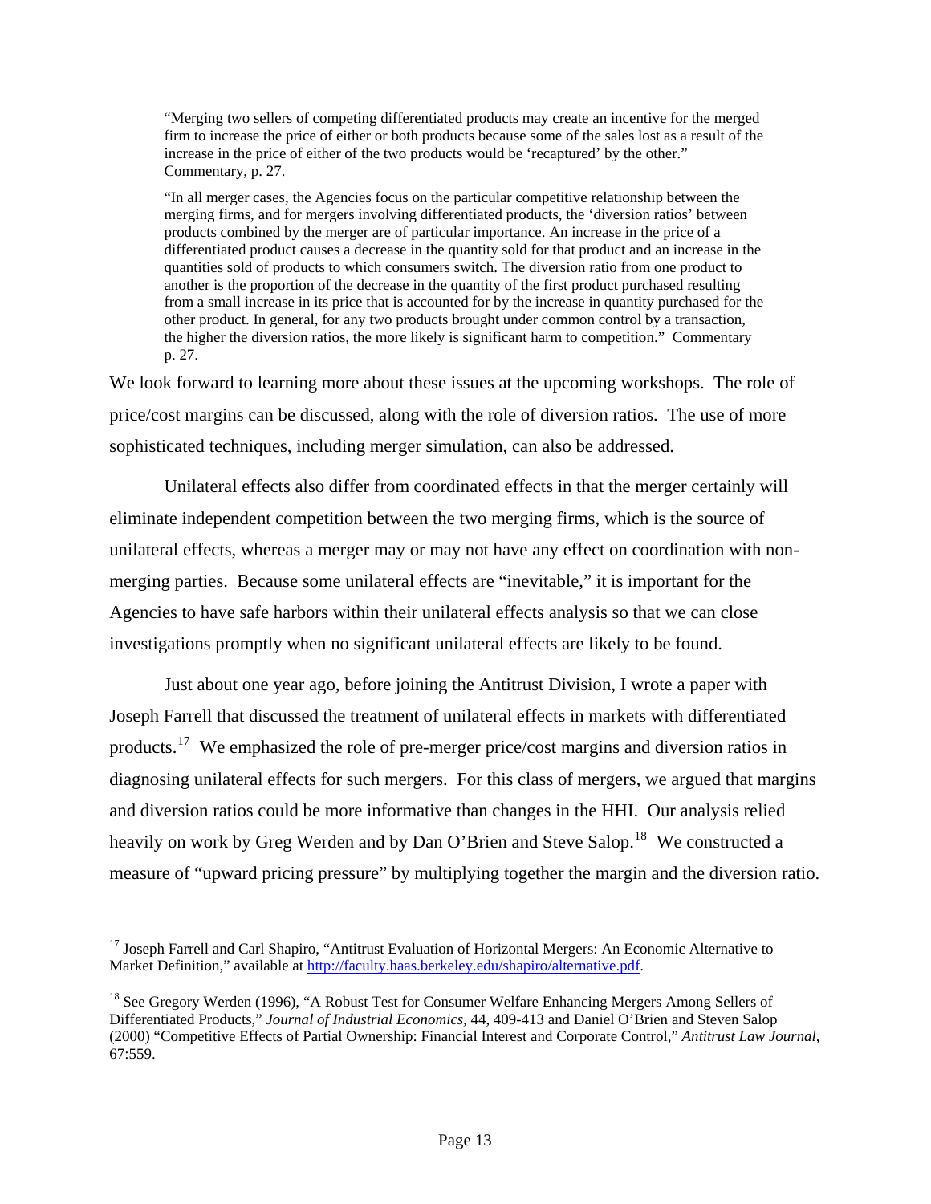> "Merging two sellers of competing differentiated products may create an incentive for the merged firm to increase the price of either or both products because some of the sales lost as a result of the increase in the price of either of the two products would be 'recaptured' by the other." Commentary, p. 27.

> "In all merger cases, the Agencies focus on the particular competitive relationship between the merging firms, and for mergers involving differentiated products, the 'diversion ratios' between products combined by the merger are of particular importance. An increase in the price of a differentiated product causes a decrease in the quantity sold for that product and an increase in the quantities sold of products to which consumers switch. The diversion ratio from one product to another is the proportion of the decrease in the quantity of the first product purchased resulting from a small increase in its price that is accounted for by the increase in quantity purchased for the other product. In general, for any two products brought under common control by a transaction, the higher the diversion ratios, the more likely is significant harm to competition." Commentary p. 27.

We look forward to learning more about these issues at the upcoming workshops. The role of price/cost margins can be discussed, along with the role of diversion ratios. The use of more sophisticated techniques, including merger simulation, can also be addressed.

Unilateral effects also differ from coordinated effects in that the merger certainly will eliminate independent competition between the two merging firms, which is the source of unilateral effects, whereas a merger may or may not have any effect on coordination with non-merging parties. Because some unilateral effects are "inevitable," it is important for the Agencies to have safe harbors within their unilateral effects analysis so that we can close investigations promptly when no significant unilateral effects are likely to be found.

Just about one year ago, before joining the Antitrust Division, I wrote a paper with Joseph Farrell that discussed the treatment of unilateral effects in markets with differentiated products.[17] We emphasized the role of pre-merger price/cost margins and diversion ratios in diagnosing unilateral effects for such mergers. For this class of mergers, we argued that margins and diversion ratios could be more informative than changes in the HHI. Our analysis relied heavily on work by Greg Werden and by Dan O'Brien and Steve Salop.[18] We constructed a measure of "upward pricing pressure" by multiplying together the margin and the diversion ratio.

---

[17] Joseph Farrell and Carl Shapiro, "Antitrust Evaluation of Horizontal Mergers: An Economic Alternative to Market Definition," available at http://faculty.haas.berkeley.edu/shapiro/alternative.pdf.

[18] See Gregory Werden (1996), "A Robust Test for Consumer Welfare Enhancing Mergers Among Sellers of Differentiated Products," *Journal of Industrial Economics*, 44, 409-413 and Daniel O'Brien and Steven Salop (2000) "Competitive Effects of Partial Ownership: Financial Interest and Corporate Control," *Antitrust Law Journal*, 67:559.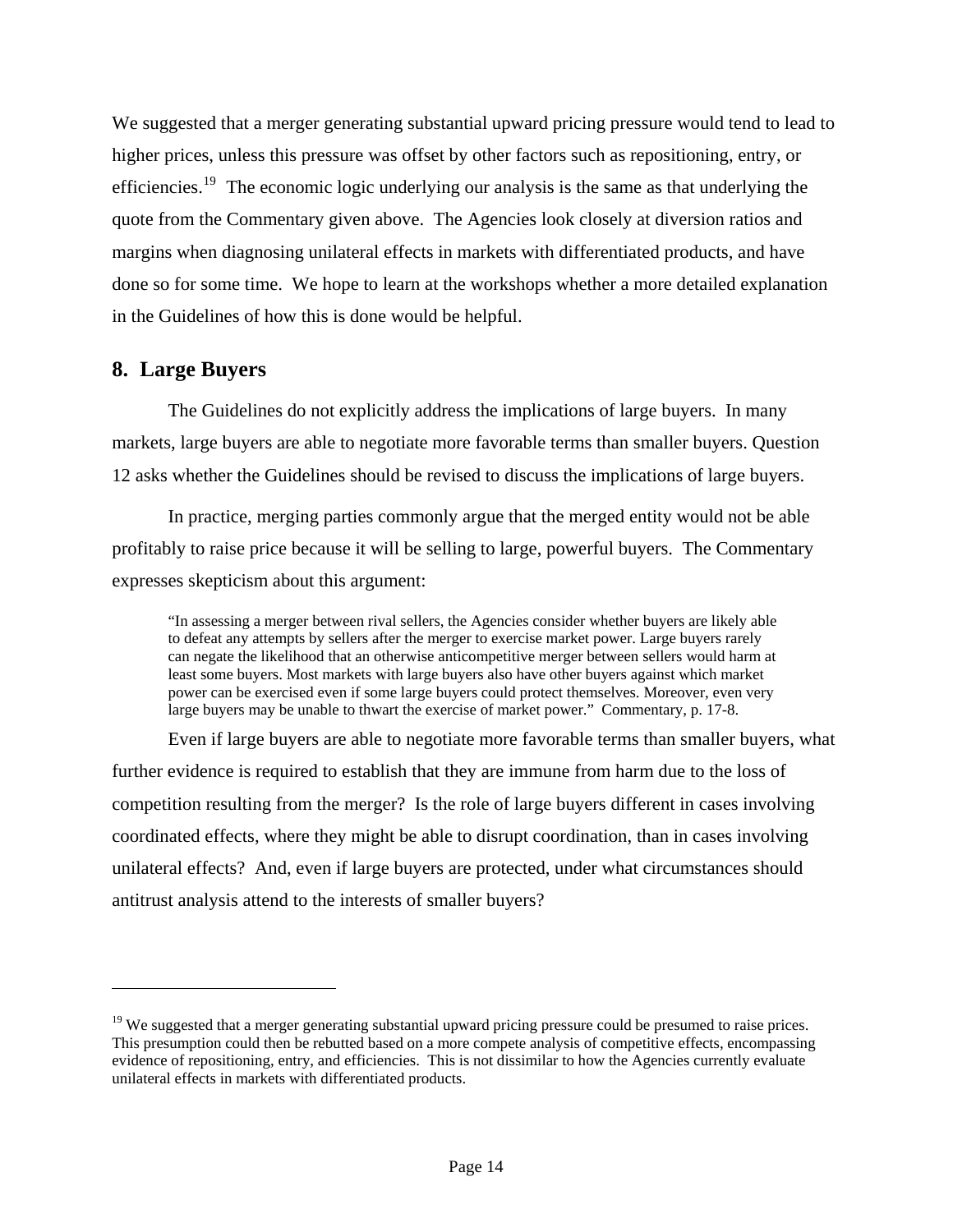We suggested that a merger generating substantial upward pricing pressure would tend to lead to higher prices, unless this pressure was offset by other factors such as repositioning, entry, or efficiencies.[19] The economic logic underlying our analysis is the same as that underlying the quote from the Commentary given above. The Agencies look closely at diversion ratios and margins when diagnosing unilateral effects in markets with differentiated products, and have done so for some time. We hope to learn at the workshops whether a more detailed explanation in the Guidelines of how this is done would be helpful.

## 8. Large Buyers

The Guidelines do not explicitly address the implications of large buyers. In many markets, large buyers are able to negotiate more favorable terms than smaller buyers. Question 12 asks whether the Guidelines should be revised to discuss the implications of large buyers.

In practice, merging parties commonly argue that the merged entity would not be able profitably to raise price because it will be selling to large, powerful buyers. The Commentary expresses skepticism about this argument:

> "In assessing a merger between rival sellers, the Agencies consider whether buyers are likely able to defeat any attempts by sellers after the merger to exercise market power. Large buyers rarely can negate the likelihood that an otherwise anticompetitive merger between sellers would harm at least some buyers. Most markets with large buyers also have other buyers against which market power can be exercised even if some large buyers could protect themselves. Moreover, even very large buyers may be unable to thwart the exercise of market power." Commentary, p. 17-8.

Even if large buyers are able to negotiate more favorable terms than smaller buyers, what further evidence is required to establish that they are immune from harm due to the loss of competition resulting from the merger? Is the role of large buyers different in cases involving coordinated effects, where they might be able to disrupt coordination, than in cases involving unilateral effects? And, even if large buyers are protected, under what circumstances should antitrust analysis attend to the interests of smaller buyers?

---

[19] We suggested that a merger generating substantial upward pricing pressure could be presumed to raise prices. This presumption could then be rebutted based on a more compete analysis of competitive effects, encompassing evidence of repositioning, entry, and efficiencies. This is not dissimilar to how the Agencies currently evaluate unilateral effects in markets with differentiated products.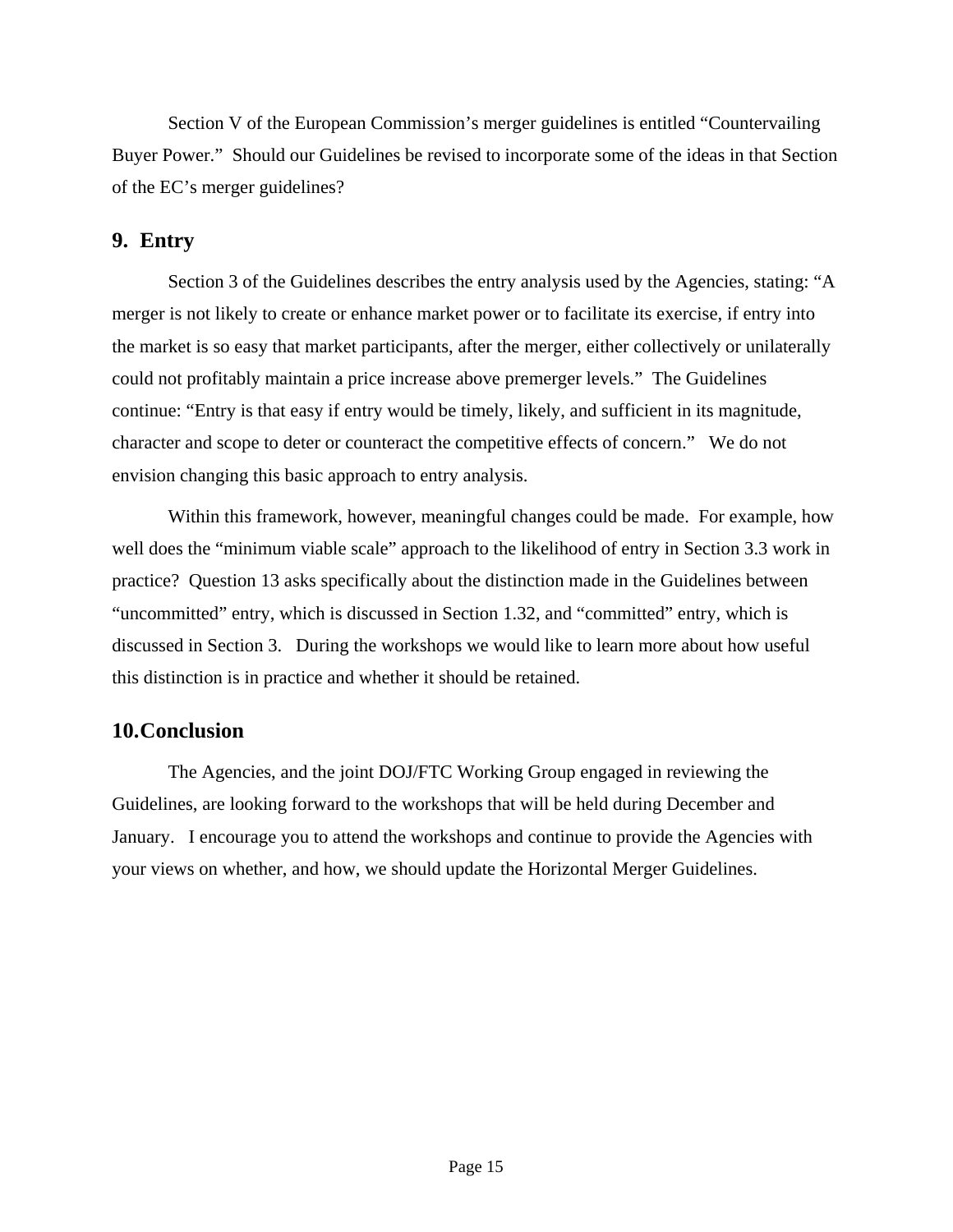Section V of the European Commission's merger guidelines is entitled "Countervailing Buyer Power." Should our Guidelines be revised to incorporate some of the ideas in that Section of the EC's merger guidelines?

## 9. Entry

Section 3 of the Guidelines describes the entry analysis used by the Agencies, stating: "A merger is not likely to create or enhance market power or to facilitate its exercise, if entry into the market is so easy that market participants, after the merger, either collectively or unilaterally could not profitably maintain a price increase above premerger levels." The Guidelines continue: "Entry is that easy if entry would be timely, likely, and sufficient in its magnitude, character and scope to deter or counteract the competitive effects of concern." We do not envision changing this basic approach to entry analysis.

Within this framework, however, meaningful changes could be made. For example, how well does the "minimum viable scale" approach to the likelihood of entry in Section 3.3 work in practice? Question 13 asks specifically about the distinction made in the Guidelines between "uncommitted" entry, which is discussed in Section 1.32, and "committed" entry, which is discussed in Section 3. During the workshops we would like to learn more about how useful this distinction is in practice and whether it should be retained.

## 10. Conclusion

The Agencies, and the joint DOJ/FTC Working Group engaged in reviewing the Guidelines, are looking forward to the workshops that will be held during December and January. I encourage you to attend the workshops and continue to provide the Agencies with your views on whether, and how, we should update the Horizontal Merger Guidelines.